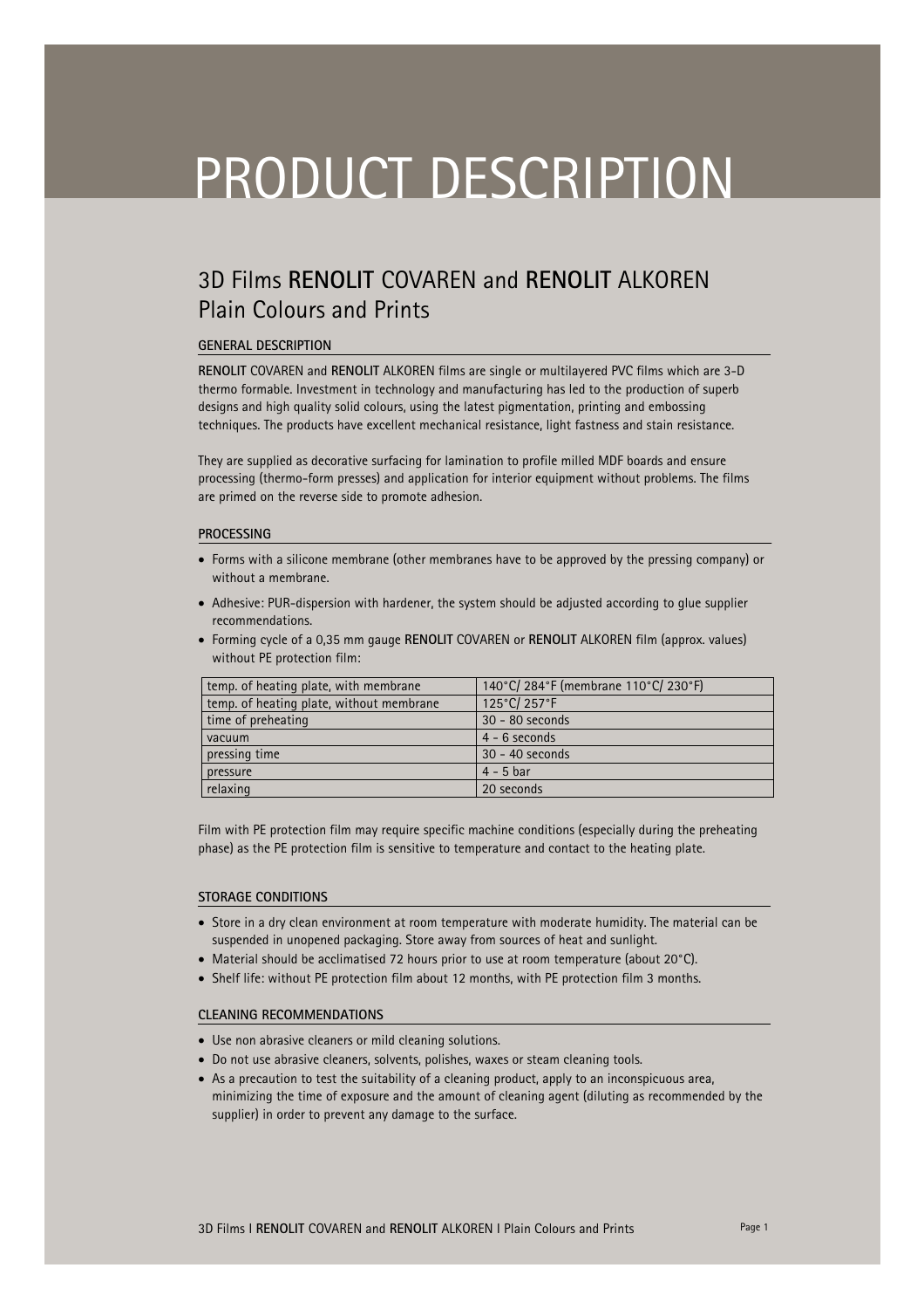# PRODUCT DESCRIPTION

## 3D Films **RENOLIT** COVAREN and **RENOLIT** ALKOREN Plain Colours and Prints

### GENERAL DESCRIPTION

**RENOLIT** COVAREN and **RENOLIT** ALKOREN films are single or multilayered PVC films which are 3-D thermo formable. Investment in technology and manufacturing has led to the production of superb designs and high quality solid colours, using the latest pigmentation, printing and embossing techniques. The products have excellent mechanical resistance, light fastness and stain resistance.

They are supplied as decorative surfacing for lamination to profile milled MDF boards and ensure processing (thermo-form presses) and application for interior equipment without problems. The films are primed on the reverse side to promote adhesion.

### PROCESSING

- Forms with a silicone membrane (other membranes have to be approved by the pressing company) or without a membrane.
- Adhesive: PUR-dispersion with hardener, the system should be adjusted according to glue supplier recommendations.
- Forming cycle of a 0,35 mm gauge **RENOLIT** COVAREN or **RENOLIT** ALKOREN film (approx. values) without PE protection film:

| | |
|---|---|
| temp. of heating plate, with membrane | 140°C/ 284°F (membrane 110°C/ 230°F) |
| temp. of heating plate, without membrane | 125°C/ 257°F |
| time of preheating | 30 - 80 seconds |
| vacuum | 4 - 6 seconds |
| pressing time | 30 - 40 seconds |
| pressure | 4 - 5 bar |
| relaxing | 20 seconds |

Film with PE protection film may require specific machine conditions (especially during the preheating phase) as the PE protection film is sensitive to temperature and contact to the heating plate.

### STORAGE CONDITIONS

- Store in a dry clean environment at room temperature with moderate humidity. The material can be suspended in unopened packaging. Store away from sources of heat and sunlight.
- Material should be acclimatised 72 hours prior to use at room temperature (about 20°C).
- Shelf life: without PE protection film about 12 months, with PE protection film 3 months.

### CLEANING RECOMMENDATIONS

- Use non abrasive cleaners or mild cleaning solutions.
- Do not use abrasive cleaners, solvents, polishes, waxes or steam cleaning tools.
- As a precaution to test the suitability of a cleaning product, apply to an inconspicuous area, minimizing the time of exposure and the amount of cleaning agent (diluting as recommended by the supplier) in order to prevent any damage to the surface.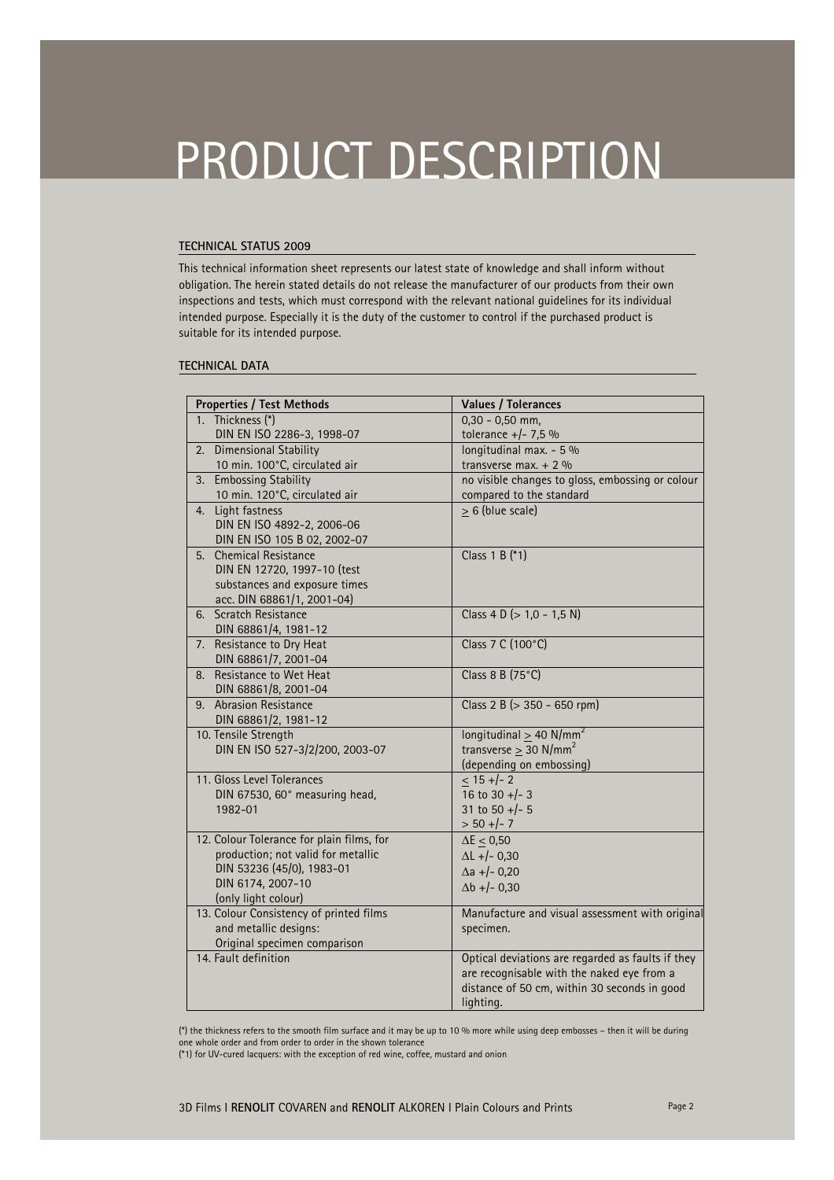# PRODUCT DESCRIPTION

## TECHNICAL STATUS 2009

This technical information sheet represents our latest state of knowledge and shall inform without obligation. The herein stated details do not release the manufacturer of our products from their own inspections and tests, which must correspond with the relevant national guidelines for its individual intended purpose. Especially it is the duty of the customer to control if the purchased product is suitable for its intended purpose.

## TECHNICAL DATA

| Properties / Test Methods | Values / Tolerances |
|---|---|
| 1. Thickness (*)<br>DIN EN ISO 2286-3, 1998-07 | 0,30 - 0,50 mm,<br>tolerance +/- 7,5 % |
| 2. Dimensional Stability<br>10 min. 100°C, circulated air | longitudinal max. - 5 %<br>transverse max. + 2 % |
| 3. Embossing Stability<br>10 min. 120°C, circulated air | no visible changes to gloss, embossing or colour compared to the standard |
| 4. Light fastness<br>DIN EN ISO 4892-2, 2006-06<br>DIN EN ISO 105 B 02, 2002-07 | $\geq$ 6 (blue scale) |
| 5. Chemical Resistance<br>DIN EN 12720, 1997-10 (test substances and exposure times acc. DIN 68861/1, 2001-04) | Class 1 B (*1) |
| 6. Scratch Resistance<br>DIN 68861/4, 1981-12 | Class 4 D (> 1,0 - 1,5 N) |
| 7. Resistance to Dry Heat<br>DIN 68861/7, 2001-04 | Class 7 C (100°C) |
| 8. Resistance to Wet Heat<br>DIN 68861/8, 2001-04 | Class 8 B (75°C) |
| 9. Abrasion Resistance<br>DIN 68861/2, 1981-12 | Class 2 B (> 350 - 650 rpm) |
| 10. Tensile Strength<br>DIN EN ISO 527-3/2/200, 2003-07 | longitudinal $\geq$ 40 N/mm$^2$<br>transverse $\geq$ 30 N/mm$^2$<br>(depending on embossing) |
| 11. Gloss Level Tolerances<br>DIN 67530, 60° measuring head, 1982-01 | $\leq$ 15 +/- 2<br>16 to 30 +/- 3<br>31 to 50 +/- 5<br>> 50 +/- 7 |
| 12. Colour Tolerance for plain films, for production; not valid for metallic<br>DIN 53236 (45/0), 1983-01<br>DIN 6174, 2007-10<br>(only light colour) | $\Delta E \leq 0{,}50$<br>$\Delta L$ +/- 0,30<br>$\Delta a$ +/- 0,20<br>$\Delta b$ +/- 0,30 |
| 13. Colour Consistency of printed films and metallic designs:<br>Original specimen comparison | Manufacture and visual assessment with original specimen. |
| 14. Fault definition | Optical deviations are regarded as faults if they are recognisable with the naked eye from a distance of 50 cm, within 30 seconds in good lighting. |

(*) the thickness refers to the smooth film surface and it may be up to 10 % more while using deep embosses – then it will be during one whole order and from order to order in the shown tolerance

(*1) for UV-cured lacquers: with the exception of red wine, coffee, mustard and onion

3D Films I **RENOLIT** COVAREN and **RENOLIT** ALKOREN I Plain Colours and Prints